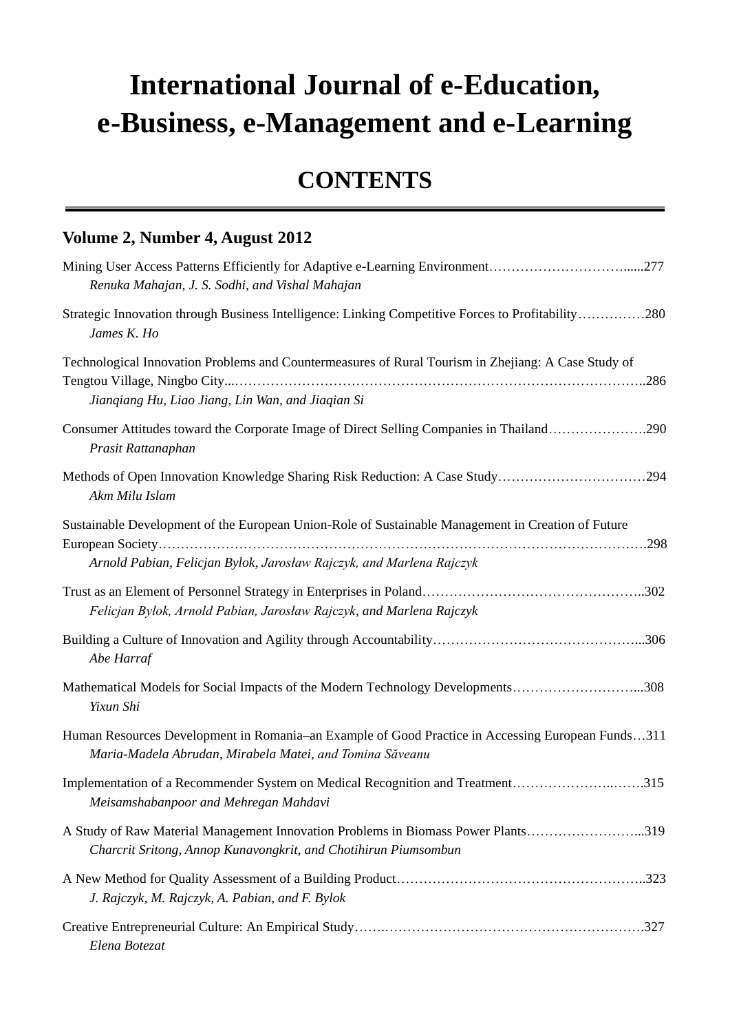# International Journal of e-Education, e-Business, e-Management and e-Learning

## CONTENTS

### Volume 2, Number 4, August 2012

Mining User Access Patterns Efficiently for Adaptive e-Learning Environment…………………………......277
*Renuka Mahajan, J. S. Sodhi, and Vishal Mahajan*

Strategic Innovation through Business Intelligence: Linking Competitive Forces to Profitability……………280
*James K. Ho*

Technological Innovation Problems and Countermeasures of Rural Tourism in Zhejiang: A Case Study of Tengtou Village, Ningbo City...……………………………………………………………………………..286
*Jianqiang Hu, Liao Jiang, Lin Wan, and Jiaqian Si*

Consumer Attitudes toward the Corporate Image of Direct Selling Companies in Thailand………………….290
*Prasit Rattanaphan*

Methods of Open Innovation Knowledge Sharing Risk Reduction: A Case Study……………………………294
*Akm Milu Islam*

Sustainable Development of the European Union-Role of Sustainable Management in Creation of Future European Society……………………………………………………………………………………………….298
*Arnold Pabian, Felicjan Bylok, Jarosław Rajczyk, and Marlena Rajczyk*

Trust as an Element of Personnel Strategy in Enterprises in Poland…………………………………………..302
*Felicjan Bylok, Arnold Pabian, Jarosław Rajczyk, and Marlena Rajczyk*

Building a Culture of Innovation and Agility through Accountability………………………………………...306
*Abe Harraf*

Mathematical Models for Social Impacts of the Modern Technology Developments………………………...308
*Yixun Shi*

Human Resources Development in Romania–an Example of Good Practice in Accessing European Funds…311
*Maria-Madela Abrudan, Mirabela Matei, and Tomina Săveanu*

Implementation of a Recommender System on Medical Recognition and Treatment…………………..…….315
*Meisamshabanpoor and Mehregan Mahdavi*

A Study of Raw Material Management Innovation Problems in Biomass Power Plants……………………...319
*Charcrit Sritong, Annop Kunavongkrit, and Chotihirun Piumsombun*

A New Method for Quality Assessment of a Building Product………………………………………………..323
*J. Rajczyk, M. Rajczyk, A. Pabian, and F. Bylok*

Creative Entrepreneurial Culture: An Empirical Study…….………………………………………………….327
*Elena Botezat*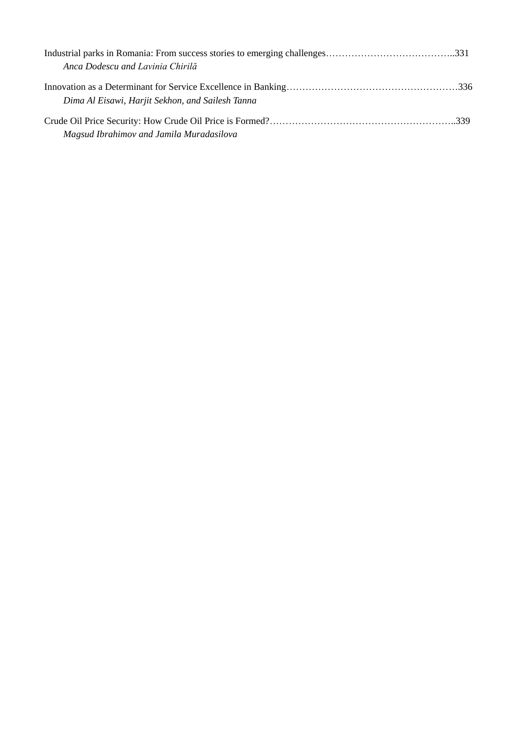Industrial parks in Romania: From success stories to emerging challenges…………………………………..331
*Anca Dodescu and Lavinia Chirilă*

Innovation as a Determinant for Service Excellence in Banking………………………………………………336
*Dima Al Eisawi, Harjit Sekhon, and Sailesh Tanna*

Crude Oil Price Security: How Crude Oil Price is Formed?…………………………………………………..339
*Magsud Ibrahimov and Jamila Muradasilova*